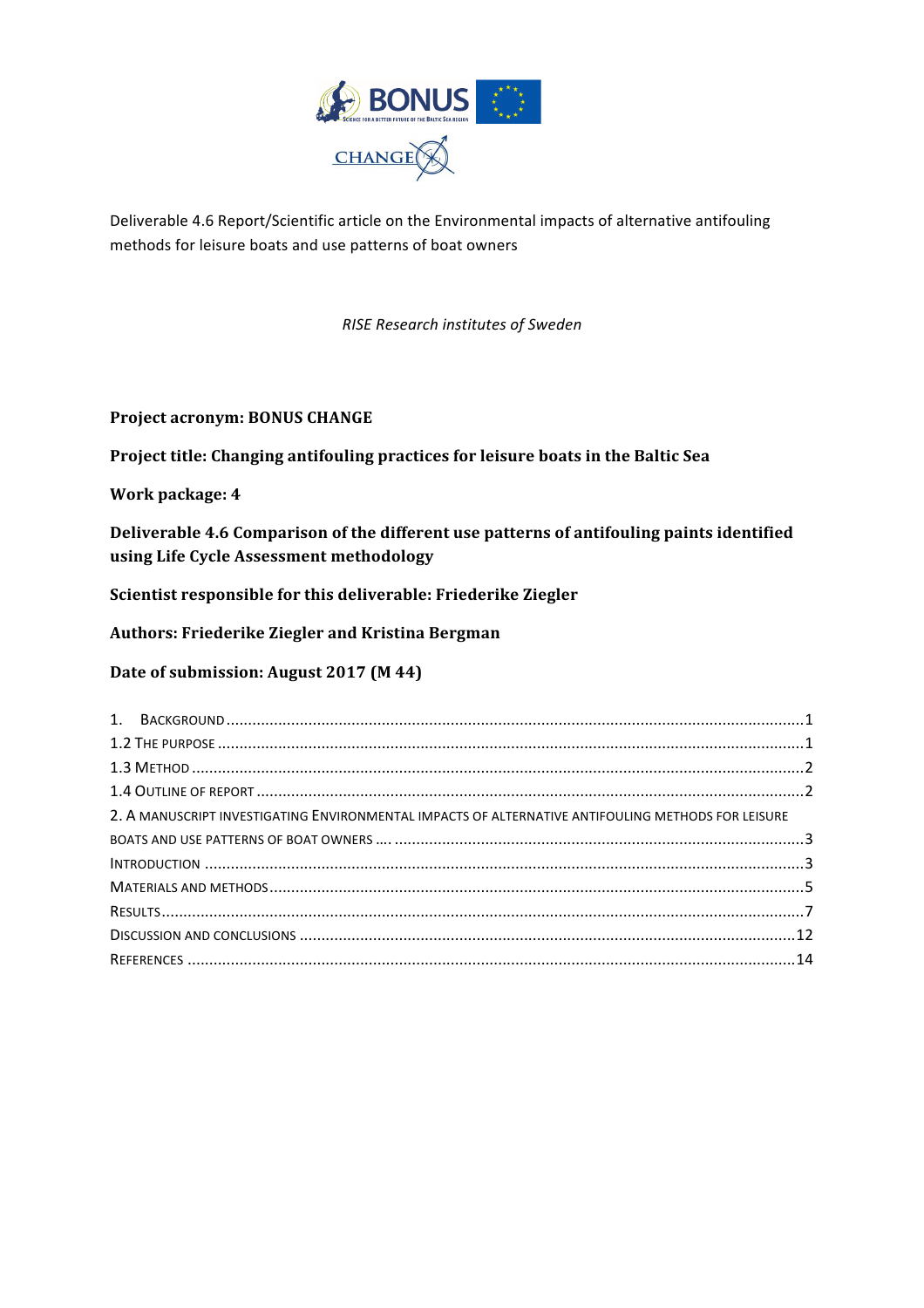BONUS

CHANGE

Deliverable 4.6 Report/Scientific article on the Environmental impacts of alternative antifouling methods for leisure boats and use patterns of boat owners

*RISE Research institutes of Sweden*

**Project acronym: BONUS CHANGE**

**Project title: Changing antifouling practices for leisure boats in the Baltic Sea**

**Work package: 4**

**Deliverable 4.6 Comparison of the different use patterns of antifouling paints identified using Life Cycle Assessment methodology**

**Scientist responsible for this deliverable: Friederike Ziegler**

**Authors: Friederike Ziegler and Kristina Bergman**

**Date of submission: August 2017 (M 44)**

1. BACKGROUND .......... 1
1.2 THE PURPOSE .......... 1
1.3 METHOD .......... 2
1.4 OUTLINE OF REPORT .......... 2
2. A MANUSCRIPT INVESTIGATING ENVIRONMENTAL IMPACTS OF ALTERNATIVE ANTIFOULING METHODS FOR LEISURE BOATS AND USE PATTERNS OF BOAT OWNERS .... .......... 3
INTRODUCTION .......... 3
MATERIALS AND METHODS .......... 5
RESULTS .......... 7
DISCUSSION AND CONCLUSIONS .......... 12
REFERENCES .......... 14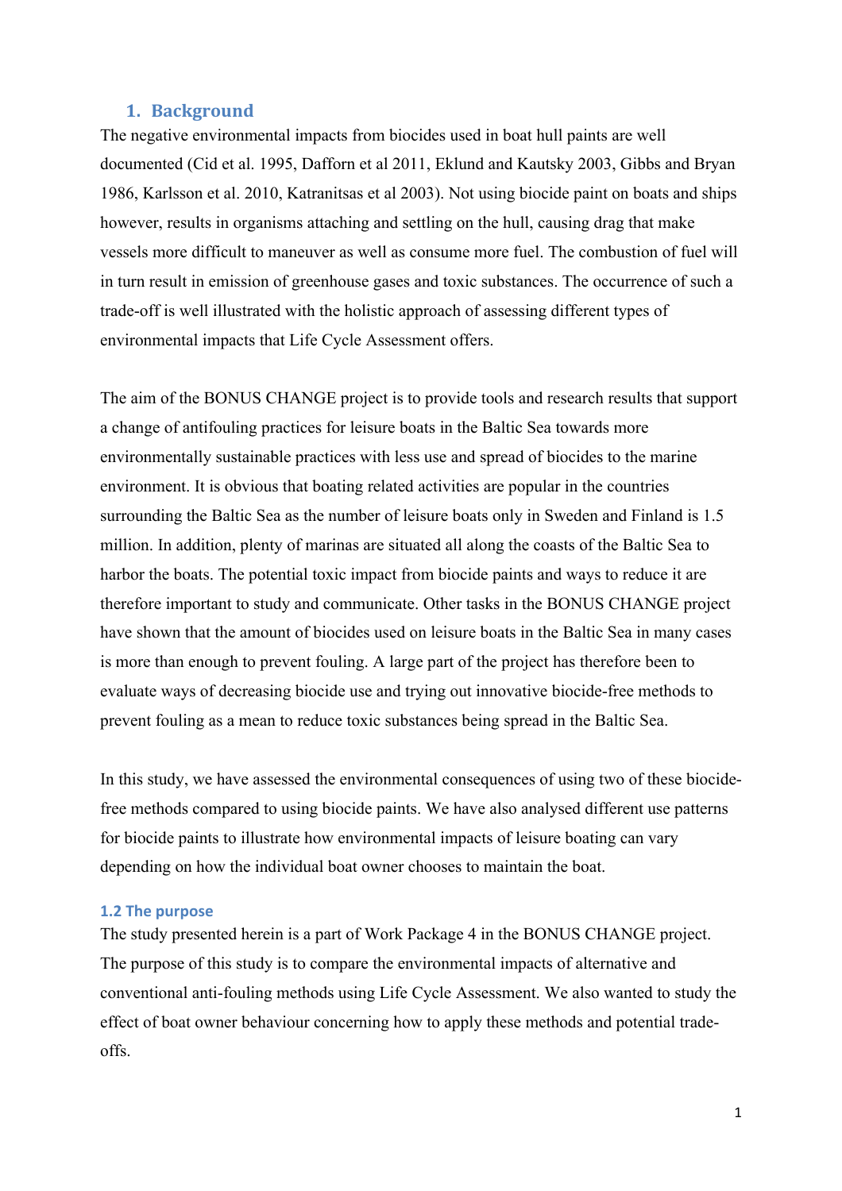## 1. Background

The negative environmental impacts from biocides used in boat hull paints are well documented (Cid et al. 1995, Dafforn et al 2011, Eklund and Kautsky 2003, Gibbs and Bryan 1986, Karlsson et al. 2010, Katranitsas et al 2003). Not using biocide paint on boats and ships however, results in organisms attaching and settling on the hull, causing drag that make vessels more difficult to maneuver as well as consume more fuel. The combustion of fuel will in turn result in emission of greenhouse gases and toxic substances. The occurrence of such a trade-off is well illustrated with the holistic approach of assessing different types of environmental impacts that Life Cycle Assessment offers.

The aim of the BONUS CHANGE project is to provide tools and research results that support a change of antifouling practices for leisure boats in the Baltic Sea towards more environmentally sustainable practices with less use and spread of biocides to the marine environment. It is obvious that boating related activities are popular in the countries surrounding the Baltic Sea as the number of leisure boats only in Sweden and Finland is 1.5 million. In addition, plenty of marinas are situated all along the coasts of the Baltic Sea to harbor the boats. The potential toxic impact from biocide paints and ways to reduce it are therefore important to study and communicate. Other tasks in the BONUS CHANGE project have shown that the amount of biocides used on leisure boats in the Baltic Sea in many cases is more than enough to prevent fouling. A large part of the project has therefore been to evaluate ways of decreasing biocide use and trying out innovative biocide-free methods to prevent fouling as a mean to reduce toxic substances being spread in the Baltic Sea.

In this study, we have assessed the environmental consequences of using two of these biocide-free methods compared to using biocide paints. We have also analysed different use patterns for biocide paints to illustrate how environmental impacts of leisure boating can vary depending on how the individual boat owner chooses to maintain the boat.

### 1.2 The purpose

The study presented herein is a part of Work Package 4 in the BONUS CHANGE project. The purpose of this study is to compare the environmental impacts of alternative and conventional anti-fouling methods using Life Cycle Assessment. We also wanted to study the effect of boat owner behaviour concerning how to apply these methods and potential trade-offs.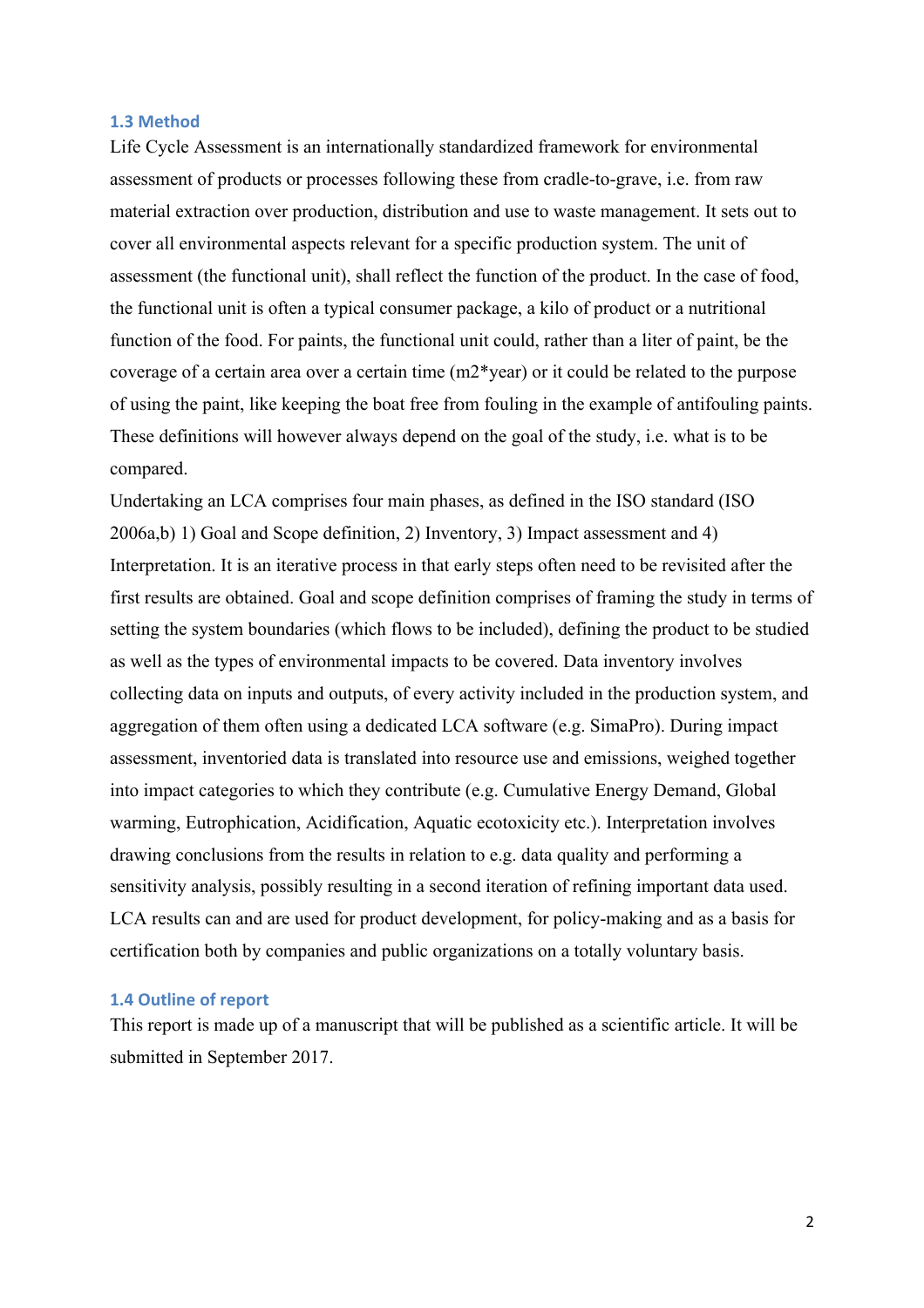### 1.3 Method

Life Cycle Assessment is an internationally standardized framework for environmental assessment of products or processes following these from cradle-to-grave, i.e. from raw material extraction over production, distribution and use to waste management. It sets out to cover all environmental aspects relevant for a specific production system. The unit of assessment (the functional unit), shall reflect the function of the product. In the case of food, the functional unit is often a typical consumer package, a kilo of product or a nutritional function of the food. For paints, the functional unit could, rather than a liter of paint, be the coverage of a certain area over a certain time (m2*year) or it could be related to the purpose of using the paint, like keeping the boat free from fouling in the example of antifouling paints. These definitions will however always depend on the goal of the study, i.e. what is to be compared.

Undertaking an LCA comprises four main phases, as defined in the ISO standard (ISO 2006a,b) 1) Goal and Scope definition, 2) Inventory, 3) Impact assessment and 4) Interpretation. It is an iterative process in that early steps often need to be revisited after the first results are obtained. Goal and scope definition comprises of framing the study in terms of setting the system boundaries (which flows to be included), defining the product to be studied as well as the types of environmental impacts to be covered. Data inventory involves collecting data on inputs and outputs, of every activity included in the production system, and aggregation of them often using a dedicated LCA software (e.g. SimaPro). During impact assessment, inventoried data is translated into resource use and emissions, weighed together into impact categories to which they contribute (e.g. Cumulative Energy Demand, Global warming, Eutrophication, Acidification, Aquatic ecotoxicity etc.). Interpretation involves drawing conclusions from the results in relation to e.g. data quality and performing a sensitivity analysis, possibly resulting in a second iteration of refining important data used. LCA results can and are used for product development, for policy-making and as a basis for certification both by companies and public organizations on a totally voluntary basis.

### 1.4 Outline of report

This report is made up of a manuscript that will be published as a scientific article. It will be submitted in September 2017.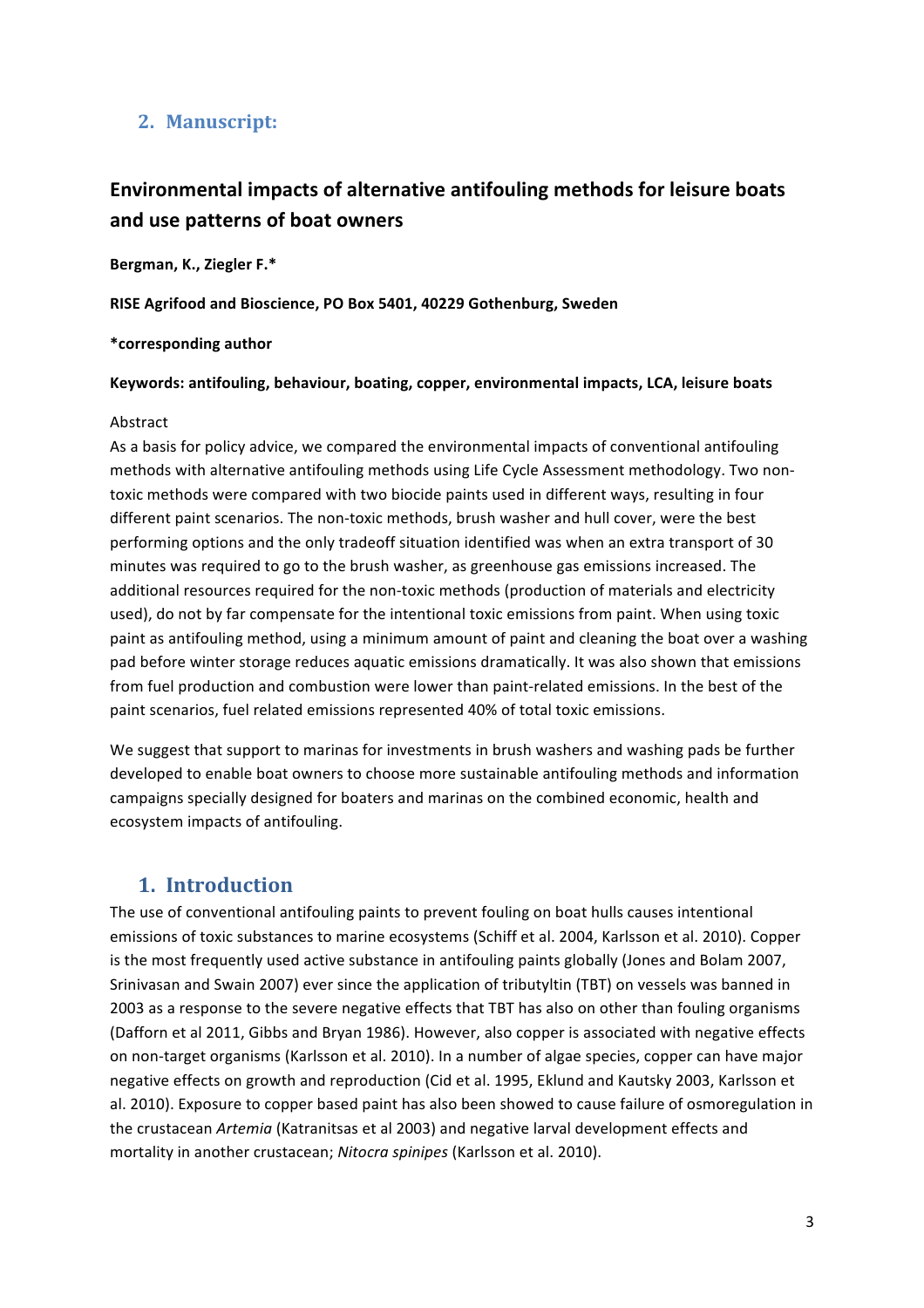## 2. Manuscript:

# Environmental impacts of alternative antifouling methods for leisure boats and use patterns of boat owners

**Bergman, K., Ziegler F.***

**RISE Agrifood and Bioscience, PO Box 5401, 40229 Gothenburg, Sweden**

**\*corresponding author**

**Keywords: antifouling, behaviour, boating, copper, environmental impacts, LCA, leisure boats**

Abstract

As a basis for policy advice, we compared the environmental impacts of conventional antifouling methods with alternative antifouling methods using Life Cycle Assessment methodology. Two non-toxic methods were compared with two biocide paints used in different ways, resulting in four different paint scenarios. The non-toxic methods, brush washer and hull cover, were the best performing options and the only tradeoff situation identified was when an extra transport of 30 minutes was required to go to the brush washer, as greenhouse gas emissions increased. The additional resources required for the non-toxic methods (production of materials and electricity used), do not by far compensate for the intentional toxic emissions from paint. When using toxic paint as antifouling method, using a minimum amount of paint and cleaning the boat over a washing pad before winter storage reduces aquatic emissions dramatically. It was also shown that emissions from fuel production and combustion were lower than paint-related emissions. In the best of the paint scenarios, fuel related emissions represented 40% of total toxic emissions.

We suggest that support to marinas for investments in brush washers and washing pads be further developed to enable boat owners to choose more sustainable antifouling methods and information campaigns specially designed for boaters and marinas on the combined economic, health and ecosystem impacts of antifouling.

## 1. Introduction

The use of conventional antifouling paints to prevent fouling on boat hulls causes intentional emissions of toxic substances to marine ecosystems (Schiff et al. 2004, Karlsson et al. 2010). Copper is the most frequently used active substance in antifouling paints globally (Jones and Bolam 2007, Srinivasan and Swain 2007) ever since the application of tributyltin (TBT) on vessels was banned in 2003 as a response to the severe negative effects that TBT has also on other than fouling organisms (Dafforn et al 2011, Gibbs and Bryan 1986). However, also copper is associated with negative effects on non-target organisms (Karlsson et al. 2010). In a number of algae species, copper can have major negative effects on growth and reproduction (Cid et al. 1995, Eklund and Kautsky 2003, Karlsson et al. 2010). Exposure to copper based paint has also been showed to cause failure of osmoregulation in the crustacean *Artemia* (Katranitsas et al 2003) and negative larval development effects and mortality in another crustacean; *Nitocra spinipes* (Karlsson et al. 2010).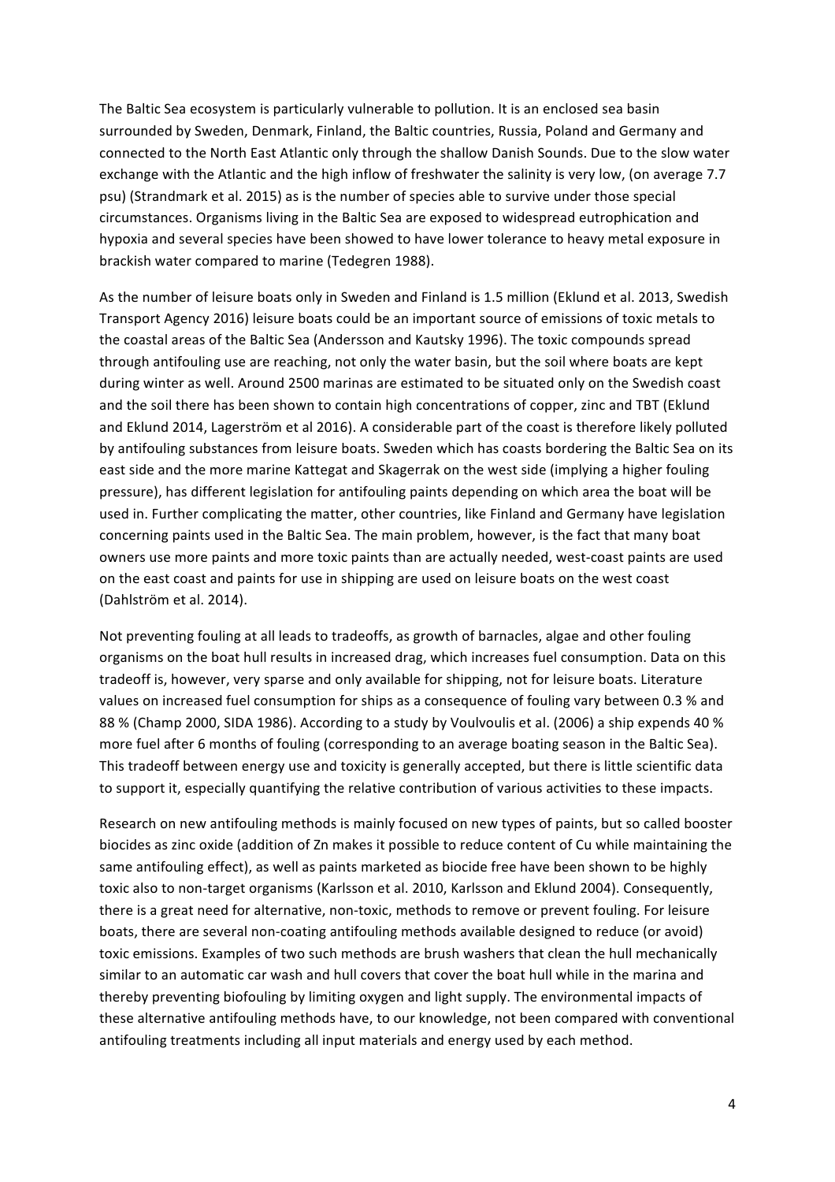The Baltic Sea ecosystem is particularly vulnerable to pollution. It is an enclosed sea basin surrounded by Sweden, Denmark, Finland, the Baltic countries, Russia, Poland and Germany and connected to the North East Atlantic only through the shallow Danish Sounds. Due to the slow water exchange with the Atlantic and the high inflow of freshwater the salinity is very low, (on average 7.7 psu) (Strandmark et al. 2015) as is the number of species able to survive under those special circumstances. Organisms living in the Baltic Sea are exposed to widespread eutrophication and hypoxia and several species have been showed to have lower tolerance to heavy metal exposure in brackish water compared to marine (Tedegren 1988).

As the number of leisure boats only in Sweden and Finland is 1.5 million (Eklund et al. 2013, Swedish Transport Agency 2016) leisure boats could be an important source of emissions of toxic metals to the coastal areas of the Baltic Sea (Andersson and Kautsky 1996). The toxic compounds spread through antifouling use are reaching, not only the water basin, but the soil where boats are kept during winter as well. Around 2500 marinas are estimated to be situated only on the Swedish coast and the soil there has been shown to contain high concentrations of copper, zinc and TBT (Eklund and Eklund 2014, Lagerström et al 2016). A considerable part of the coast is therefore likely polluted by antifouling substances from leisure boats. Sweden which has coasts bordering the Baltic Sea on its east side and the more marine Kattegat and Skagerrak on the west side (implying a higher fouling pressure), has different legislation for antifouling paints depending on which area the boat will be used in. Further complicating the matter, other countries, like Finland and Germany have legislation concerning paints used in the Baltic Sea. The main problem, however, is the fact that many boat owners use more paints and more toxic paints than are actually needed, west-coast paints are used on the east coast and paints for use in shipping are used on leisure boats on the west coast (Dahlström et al. 2014).

Not preventing fouling at all leads to tradeoffs, as growth of barnacles, algae and other fouling organisms on the boat hull results in increased drag, which increases fuel consumption. Data on this tradeoff is, however, very sparse and only available for shipping, not for leisure boats. Literature values on increased fuel consumption for ships as a consequence of fouling vary between 0.3 % and 88 % (Champ 2000, SIDA 1986). According to a study by Voulvoulis et al. (2006) a ship expends 40 % more fuel after 6 months of fouling (corresponding to an average boating season in the Baltic Sea). This tradeoff between energy use and toxicity is generally accepted, but there is little scientific data to support it, especially quantifying the relative contribution of various activities to these impacts.

Research on new antifouling methods is mainly focused on new types of paints, but so called booster biocides as zinc oxide (addition of Zn makes it possible to reduce content of Cu while maintaining the same antifouling effect), as well as paints marketed as biocide free have been shown to be highly toxic also to non-target organisms (Karlsson et al. 2010, Karlsson and Eklund 2004). Consequently, there is a great need for alternative, non-toxic, methods to remove or prevent fouling. For leisure boats, there are several non-coating antifouling methods available designed to reduce (or avoid) toxic emissions. Examples of two such methods are brush washers that clean the hull mechanically similar to an automatic car wash and hull covers that cover the boat hull while in the marina and thereby preventing biofouling by limiting oxygen and light supply. The environmental impacts of these alternative antifouling methods have, to our knowledge, not been compared with conventional antifouling treatments including all input materials and energy used by each method.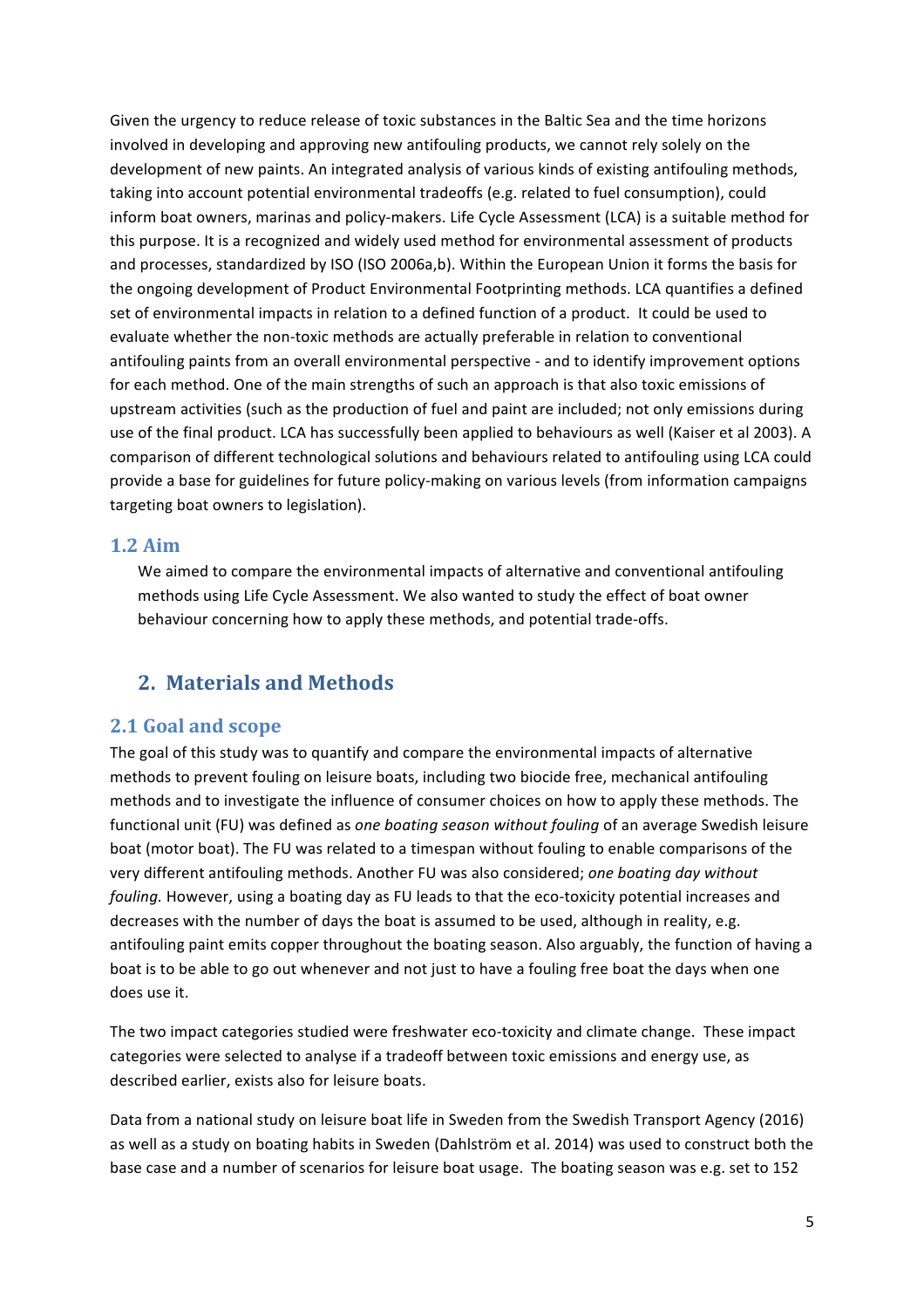Given the urgency to reduce release of toxic substances in the Baltic Sea and the time horizons involved in developing and approving new antifouling products, we cannot rely solely on the development of new paints. An integrated analysis of various kinds of existing antifouling methods, taking into account potential environmental tradeoffs (e.g. related to fuel consumption), could inform boat owners, marinas and policy-makers. Life Cycle Assessment (LCA) is a suitable method for this purpose. It is a recognized and widely used method for environmental assessment of products and processes, standardized by ISO (ISO 2006a,b). Within the European Union it forms the basis for the ongoing development of Product Environmental Footprinting methods. LCA quantifies a defined set of environmental impacts in relation to a defined function of a product. It could be used to evaluate whether the non-toxic methods are actually preferable in relation to conventional antifouling paints from an overall environmental perspective - and to identify improvement options for each method. One of the main strengths of such an approach is that also toxic emissions of upstream activities (such as the production of fuel and paint are included; not only emissions during use of the final product. LCA has successfully been applied to behaviours as well (Kaiser et al 2003). A comparison of different technological solutions and behaviours related to antifouling using LCA could provide a base for guidelines for future policy-making on various levels (from information campaigns targeting boat owners to legislation).

### 1.2 Aim

We aimed to compare the environmental impacts of alternative and conventional antifouling methods using Life Cycle Assessment. We also wanted to study the effect of boat owner behaviour concerning how to apply these methods, and potential trade-offs.

## 2. Materials and Methods

### 2.1 Goal and scope

The goal of this study was to quantify and compare the environmental impacts of alternative methods to prevent fouling on leisure boats, including two biocide free, mechanical antifouling methods and to investigate the influence of consumer choices on how to apply these methods. The functional unit (FU) was defined as *one boating season without fouling* of an average Swedish leisure boat (motor boat). The FU was related to a timespan without fouling to enable comparisons of the very different antifouling methods. Another FU was also considered; *one boating day without fouling.* However, using a boating day as FU leads to that the eco-toxicity potential increases and decreases with the number of days the boat is assumed to be used, although in reality, e.g. antifouling paint emits copper throughout the boating season. Also arguably, the function of having a boat is to be able to go out whenever and not just to have a fouling free boat the days when one does use it.

The two impact categories studied were freshwater eco-toxicity and climate change. These impact categories were selected to analyse if a tradeoff between toxic emissions and energy use, as described earlier, exists also for leisure boats.

Data from a national study on leisure boat life in Sweden from the Swedish Transport Agency (2016) as well as a study on boating habits in Sweden (Dahlström et al. 2014) was used to construct both the base case and a number of scenarios for leisure boat usage. The boating season was e.g. set to 152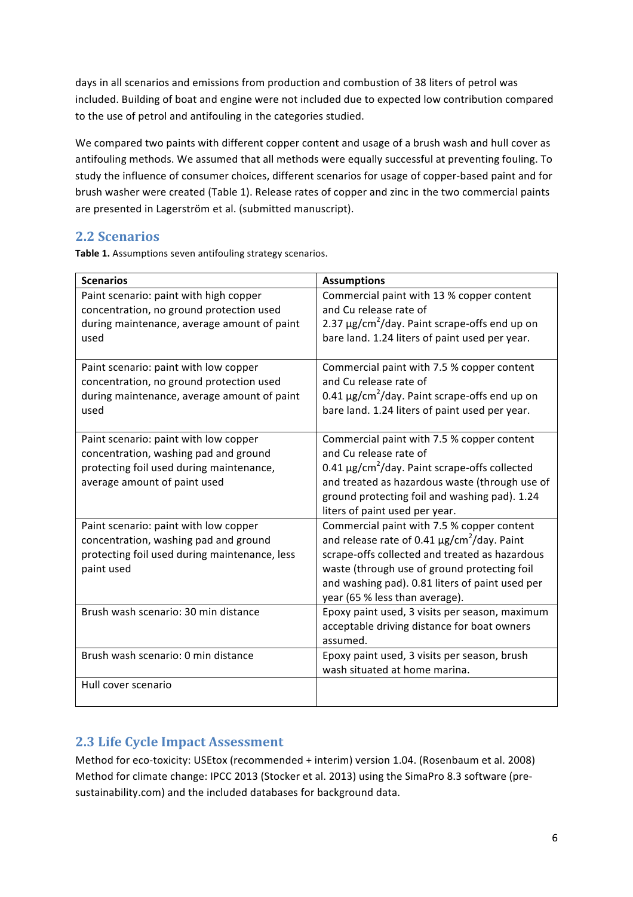days in all scenarios and emissions from production and combustion of 38 liters of petrol was included. Building of boat and engine were not included due to expected low contribution compared to the use of petrol and antifouling in the categories studied.

We compared two paints with different copper content and usage of a brush wash and hull cover as antifouling methods. We assumed that all methods were equally successful at preventing fouling. To study the influence of consumer choices, different scenarios for usage of copper-based paint and for brush washer were created (Table 1). Release rates of copper and zinc in the two commercial paints are presented in Lagerström et al. (submitted manuscript).

## 2.2 Scenarios

**Table 1.** Assumptions seven antifouling strategy scenarios.

| Scenarios | Assumptions |
|---|---|
| Paint scenario: paint with high copper concentration, no ground protection used during maintenance, average amount of paint used | Commercial paint with 13 % copper content and Cu release rate of 2.37 μg/cm$^2$/day. Paint scrape-offs end up on bare land. 1.24 liters of paint used per year. |
| Paint scenario: paint with low copper concentration, no ground protection used during maintenance, average amount of paint used | Commercial paint with 7.5 % copper content and Cu release rate of 0.41 μg/cm$^2$/day. Paint scrape-offs end up on bare land. 1.24 liters of paint used per year. |
| Paint scenario: paint with low copper concentration, washing pad and ground protecting foil used during maintenance, average amount of paint used | Commercial paint with 7.5 % copper content and Cu release rate of 0.41 μg/cm$^2$/day. Paint scrape-offs collected and treated as hazardous waste (through use of ground protecting foil and washing pad). 1.24 liters of paint used per year. |
| Paint scenario: paint with low copper concentration, washing pad and ground protecting foil used during maintenance, less paint used | Commercial paint with 7.5 % copper content and release rate of 0.41 μg/cm$^2$/day. Paint scrape-offs collected and treated as hazardous waste (through use of ground protecting foil and washing pad). 0.81 liters of paint used per year (65 % less than average). |
| Brush wash scenario: 30 min distance | Epoxy paint used, 3 visits per season, maximum acceptable driving distance for boat owners assumed. |
| Brush wash scenario: 0 min distance | Epoxy paint used, 3 visits per season, brush wash situated at home marina. |
| Hull cover scenario | |

## 2.3 Life Cycle Impact Assessment

Method for eco-toxicity: USEtox (recommended + interim) version 1.04. (Rosenbaum et al. 2008)
Method for climate change: IPCC 2013 (Stocker et al. 2013) using the SimaPro 8.3 software (pre-sustainability.com) and the included databases for background data.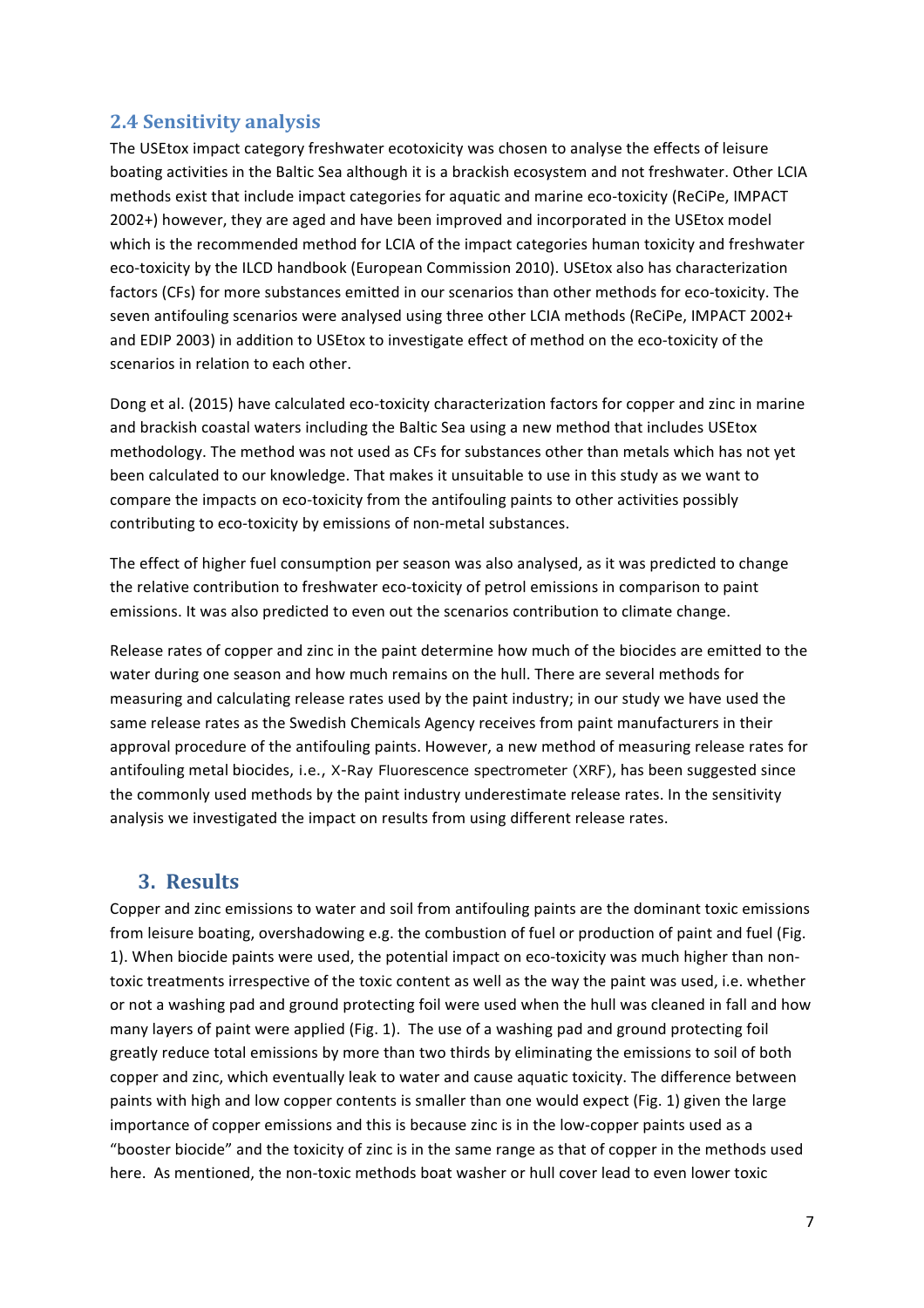## 2.4 Sensitivity analysis

The USEtox impact category freshwater ecotoxicity was chosen to analyse the effects of leisure boating activities in the Baltic Sea although it is a brackish ecosystem and not freshwater. Other LCIA methods exist that include impact categories for aquatic and marine eco-toxicity (ReCiPe, IMPACT 2002+) however, they are aged and have been improved and incorporated in the USEtox model which is the recommended method for LCIA of the impact categories human toxicity and freshwater eco-toxicity by the ILCD handbook (European Commission 2010). USEtox also has characterization factors (CFs) for more substances emitted in our scenarios than other methods for eco-toxicity. The seven antifouling scenarios were analysed using three other LCIA methods (ReCiPe, IMPACT 2002+ and EDIP 2003) in addition to USEtox to investigate effect of method on the eco-toxicity of the scenarios in relation to each other.

Dong et al. (2015) have calculated eco-toxicity characterization factors for copper and zinc in marine and brackish coastal waters including the Baltic Sea using a new method that includes USEtox methodology. The method was not used as CFs for substances other than metals which has not yet been calculated to our knowledge. That makes it unsuitable to use in this study as we want to compare the impacts on eco-toxicity from the antifouling paints to other activities possibly contributing to eco-toxicity by emissions of non-metal substances.

The effect of higher fuel consumption per season was also analysed, as it was predicted to change the relative contribution to freshwater eco-toxicity of petrol emissions in comparison to paint emissions. It was also predicted to even out the scenarios contribution to climate change.

Release rates of copper and zinc in the paint determine how much of the biocides are emitted to the water during one season and how much remains on the hull. There are several methods for measuring and calculating release rates used by the paint industry; in our study we have used the same release rates as the Swedish Chemicals Agency receives from paint manufacturers in their approval procedure of the antifouling paints. However, a new method of measuring release rates for antifouling metal biocides, i.e., X-Ray Fluorescence spectrometer (XRF), has been suggested since the commonly used methods by the paint industry underestimate release rates. In the sensitivity analysis we investigated the impact on results from using different release rates.

# 3. Results

Copper and zinc emissions to water and soil from antifouling paints are the dominant toxic emissions from leisure boating, overshadowing e.g. the combustion of fuel or production of paint and fuel (Fig. 1). When biocide paints were used, the potential impact on eco-toxicity was much higher than non-toxic treatments irrespective of the toxic content as well as the way the paint was used, i.e. whether or not a washing pad and ground protecting foil were used when the hull was cleaned in fall and how many layers of paint were applied (Fig. 1). The use of a washing pad and ground protecting foil greatly reduce total emissions by more than two thirds by eliminating the emissions to soil of both copper and zinc, which eventually leak to water and cause aquatic toxicity. The difference between paints with high and low copper contents is smaller than one would expect (Fig. 1) given the large importance of copper emissions and this is because zinc is in the low-copper paints used as a "booster biocide" and the toxicity of zinc is in the same range as that of copper in the methods used here. As mentioned, the non-toxic methods boat washer or hull cover lead to even lower toxic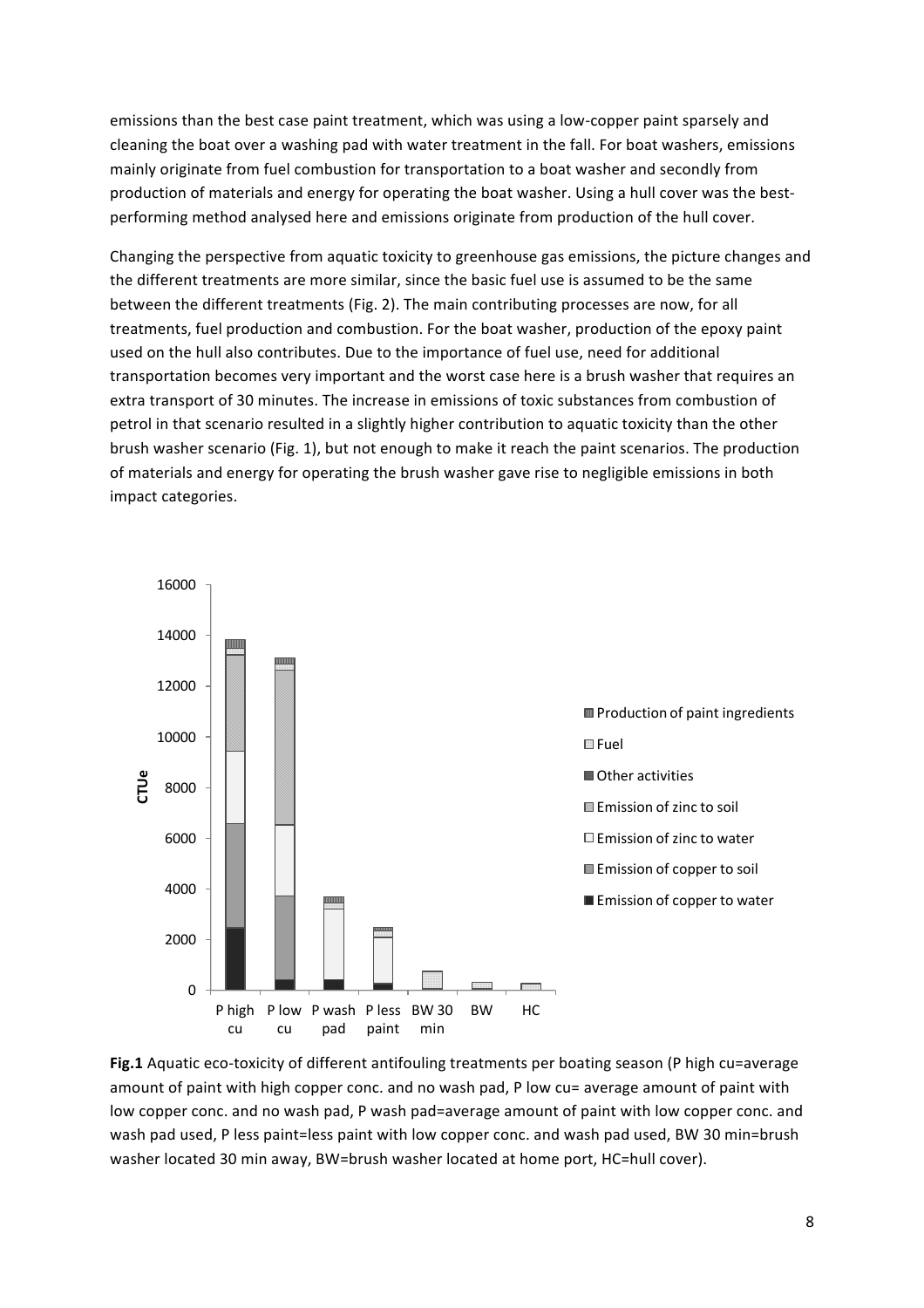emissions than the best case paint treatment, which was using a low-copper paint sparsely and cleaning the boat over a washing pad with water treatment in the fall. For boat washers, emissions mainly originate from fuel combustion for transportation to a boat washer and secondly from production of materials and energy for operating the boat washer. Using a hull cover was the best-performing method analysed here and emissions originate from production of the hull cover.

Changing the perspective from aquatic toxicity to greenhouse gas emissions, the picture changes and the different treatments are more similar, since the basic fuel use is assumed to be the same between the different treatments (Fig. 2). The main contributing processes are now, for all treatments, fuel production and combustion. For the boat washer, production of the epoxy paint used on the hull also contributes. Due to the importance of fuel use, need for additional transportation becomes very important and the worst case here is a brush washer that requires an extra transport of 30 minutes. The increase in emissions of toxic substances from combustion of petrol in that scenario resulted in a slightly higher contribution to aquatic toxicity than the other brush washer scenario (Fig. 1), but not enough to make it reach the paint scenarios. The production of materials and energy for operating the brush washer gave rise to negligible emissions in both impact categories.

**Fig.1** Aquatic eco-toxicity of different antifouling treatments per boating season (P high cu=average amount of paint with high copper conc. and no wash pad, P low cu= average amount of paint with low copper conc. and no wash pad, P wash pad=average amount of paint with low copper conc. and wash pad used, P less paint=less paint with low copper conc. and wash pad used, BW 30 min=brush washer located 30 min away, BW=brush washer located at home port, HC=hull cover).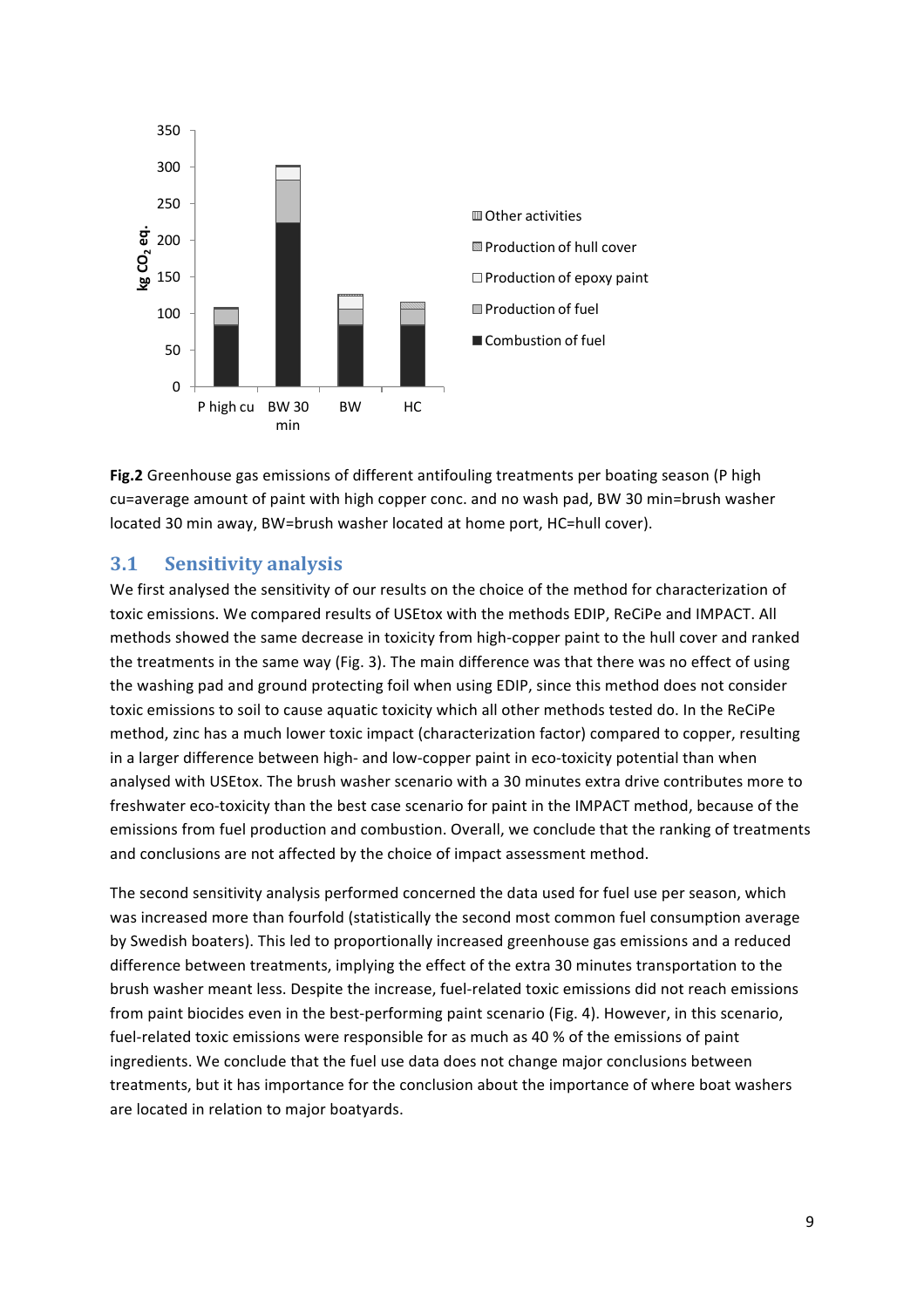**Fig.2** Greenhouse gas emissions of different antifouling treatments per boating season (P high cu=average amount of paint with high copper conc. and no wash pad, BW 30 min=brush washer located 30 min away, BW=brush washer located at home port, HC=hull cover).

## 3.1 Sensitivity analysis

We first analysed the sensitivity of our results on the choice of the method for characterization of toxic emissions. We compared results of USEtox with the methods EDIP, ReCiPe and IMPACT. All methods showed the same decrease in toxicity from high-copper paint to the hull cover and ranked the treatments in the same way (Fig. 3). The main difference was that there was no effect of using the washing pad and ground protecting foil when using EDIP, since this method does not consider toxic emissions to soil to cause aquatic toxicity which all other methods tested do. In the ReCiPe method, zinc has a much lower toxic impact (characterization factor) compared to copper, resulting in a larger difference between high- and low-copper paint in eco-toxicity potential than when analysed with USEtox. The brush washer scenario with a 30 minutes extra drive contributes more to freshwater eco-toxicity than the best case scenario for paint in the IMPACT method, because of the emissions from fuel production and combustion. Overall, we conclude that the ranking of treatments and conclusions are not affected by the choice of impact assessment method.

The second sensitivity analysis performed concerned the data used for fuel use per season, which was increased more than fourfold (statistically the second most common fuel consumption average by Swedish boaters). This led to proportionally increased greenhouse gas emissions and a reduced difference between treatments, implying the effect of the extra 30 minutes transportation to the brush washer meant less. Despite the increase, fuel-related toxic emissions did not reach emissions from paint biocides even in the best-performing paint scenario (Fig. 4). However, in this scenario, fuel-related toxic emissions were responsible for as much as 40 % of the emissions of paint ingredients. We conclude that the fuel use data does not change major conclusions between treatments, but it has importance for the conclusion about the importance of where boat washers are located in relation to major boatyards.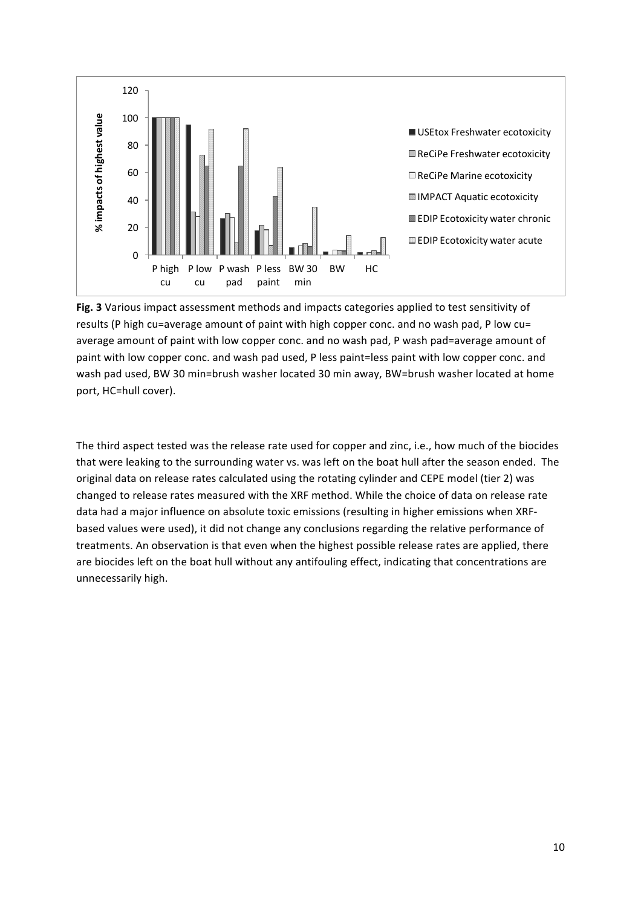**Fig. 3** Various impact assessment methods and impacts categories applied to test sensitivity of results (P high cu=average amount of paint with high copper conc. and no wash pad, P low cu= average amount of paint with low copper conc. and no wash pad, P wash pad=average amount of paint with low copper conc. and wash pad used, P less paint=less paint with low copper conc. and wash pad used, BW 30 min=brush washer located 30 min away, BW=brush washer located at home port, HC=hull cover).

The third aspect tested was the release rate used for copper and zinc, i.e., how much of the biocides that were leaking to the surrounding water vs. was left on the boat hull after the season ended. The original data on release rates calculated using the rotating cylinder and CEPE model (tier 2) was changed to release rates measured with the XRF method. While the choice of data on release rate data had a major influence on absolute toxic emissions (resulting in higher emissions when XRF-based values were used), it did not change any conclusions regarding the relative performance of treatments. An observation is that even when the highest possible release rates are applied, there are biocides left on the boat hull without any antifouling effect, indicating that concentrations are unnecessarily high.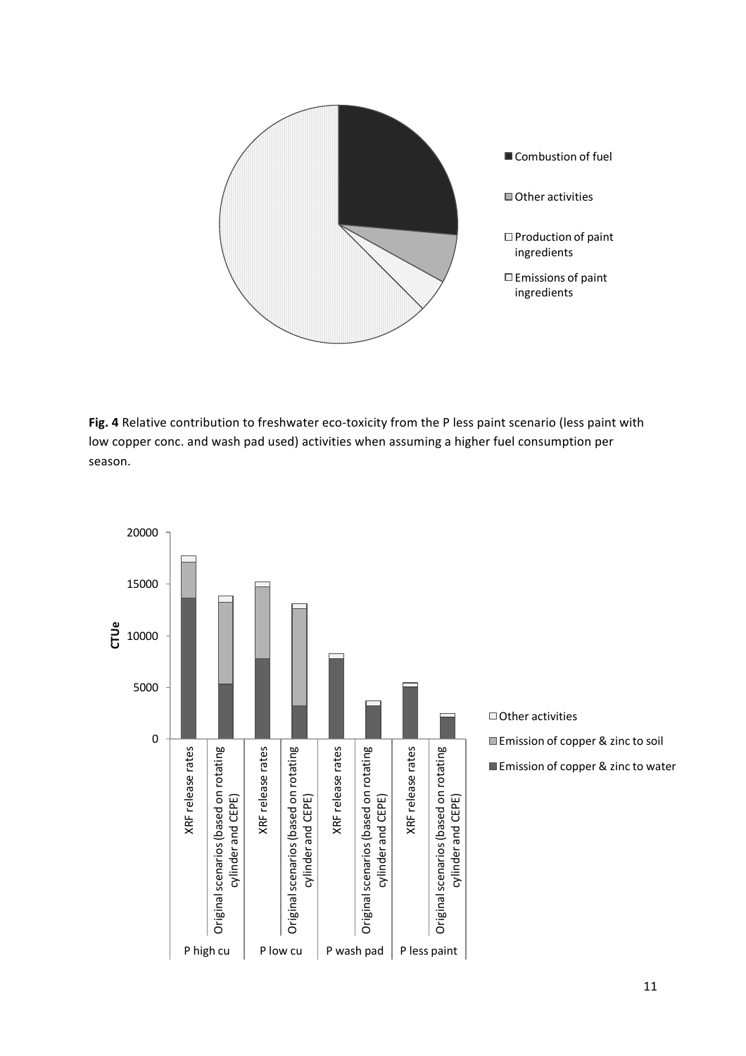**Fig. 4** Relative contribution to freshwater eco-toxicity from the P less paint scenario (less paint with low copper conc. and wash pad used) activities when assuming a higher fuel consumption per season.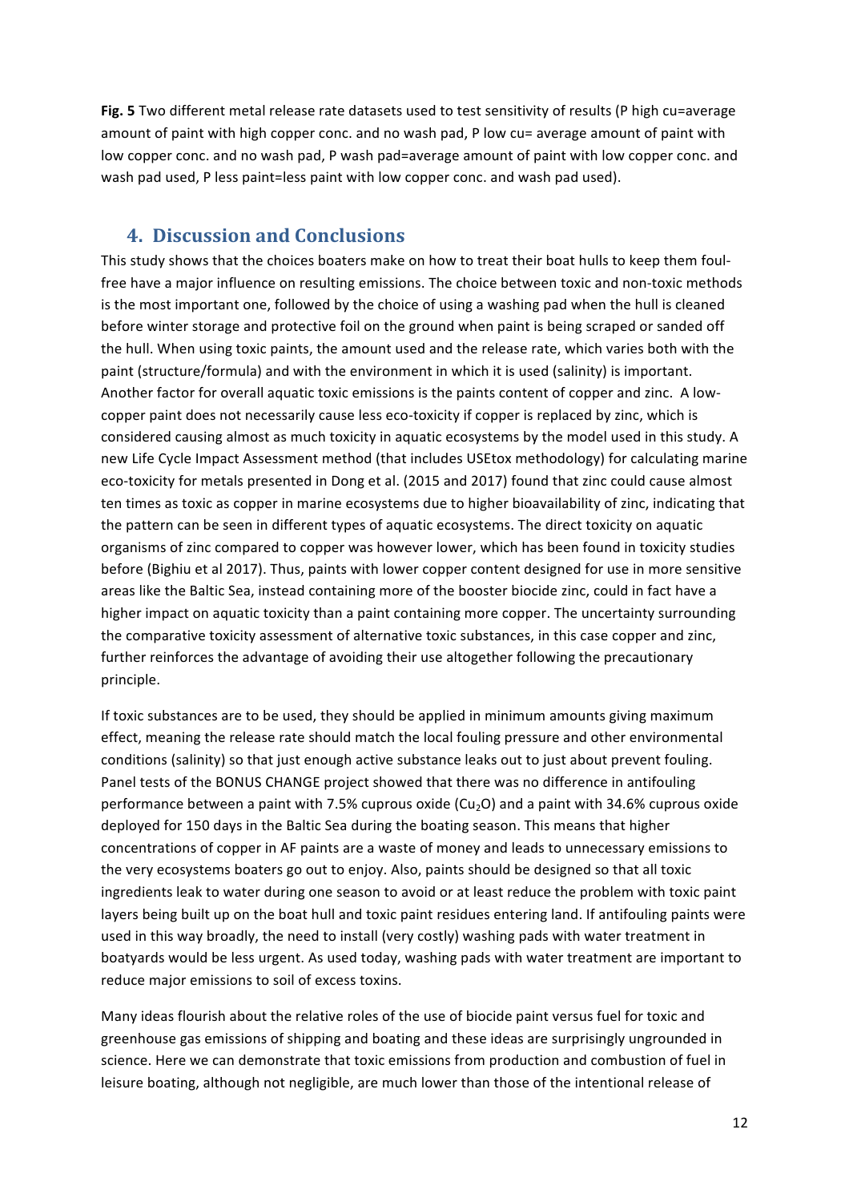**Fig. 5** Two different metal release rate datasets used to test sensitivity of results (P high cu=average amount of paint with high copper conc. and no wash pad, P low cu= average amount of paint with low copper conc. and no wash pad, P wash pad=average amount of paint with low copper conc. and wash pad used, P less paint=less paint with low copper conc. and wash pad used).

## 4. Discussion and Conclusions

This study shows that the choices boaters make on how to treat their boat hulls to keep them foul-free have a major influence on resulting emissions. The choice between toxic and non-toxic methods is the most important one, followed by the choice of using a washing pad when the hull is cleaned before winter storage and protective foil on the ground when paint is being scraped or sanded off the hull. When using toxic paints, the amount used and the release rate, which varies both with the paint (structure/formula) and with the environment in which it is used (salinity) is important. Another factor for overall aquatic toxic emissions is the paints content of copper and zinc. A low-copper paint does not necessarily cause less eco-toxicity if copper is replaced by zinc, which is considered causing almost as much toxicity in aquatic ecosystems by the model used in this study. A new Life Cycle Impact Assessment method (that includes USEtox methodology) for calculating marine eco-toxicity for metals presented in Dong et al. (2015 and 2017) found that zinc could cause almost ten times as toxic as copper in marine ecosystems due to higher bioavailability of zinc, indicating that the pattern can be seen in different types of aquatic ecosystems. The direct toxicity on aquatic organisms of zinc compared to copper was however lower, which has been found in toxicity studies before (Bighiu et al 2017). Thus, paints with lower copper content designed for use in more sensitive areas like the Baltic Sea, instead containing more of the booster biocide zinc, could in fact have a higher impact on aquatic toxicity than a paint containing more copper. The uncertainty surrounding the comparative toxicity assessment of alternative toxic substances, in this case copper and zinc, further reinforces the advantage of avoiding their use altogether following the precautionary principle.

If toxic substances are to be used, they should be applied in minimum amounts giving maximum effect, meaning the release rate should match the local fouling pressure and other environmental conditions (salinity) so that just enough active substance leaks out to just about prevent fouling. Panel tests of the BONUS CHANGE project showed that there was no difference in antifouling performance between a paint with 7.5% cuprous oxide ($Cu_2O$) and a paint with 34.6% cuprous oxide deployed for 150 days in the Baltic Sea during the boating season. This means that higher concentrations of copper in AF paints are a waste of money and leads to unnecessary emissions to the very ecosystems boaters go out to enjoy. Also, paints should be designed so that all toxic ingredients leak to water during one season to avoid or at least reduce the problem with toxic paint layers being built up on the boat hull and toxic paint residues entering land. If antifouling paints were used in this way broadly, the need to install (very costly) washing pads with water treatment in boatyards would be less urgent. As used today, washing pads with water treatment are important to reduce major emissions to soil of excess toxins.

Many ideas flourish about the relative roles of the use of biocide paint versus fuel for toxic and greenhouse gas emissions of shipping and boating and these ideas are surprisingly ungrounded in science. Here we can demonstrate that toxic emissions from production and combustion of fuel in leisure boating, although not negligible, are much lower than those of the intentional release of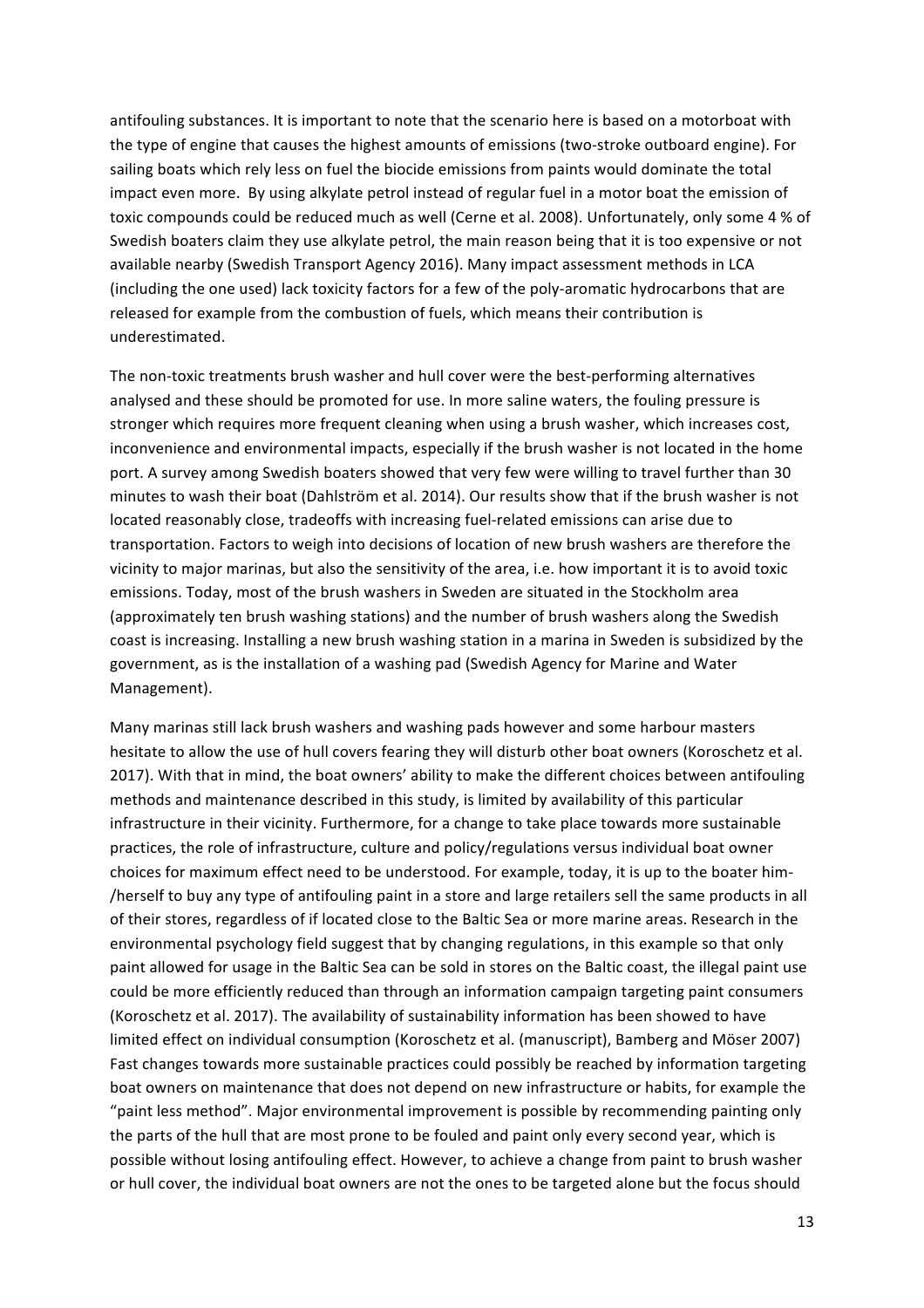antifouling substances. It is important to note that the scenario here is based on a motorboat with the type of engine that causes the highest amounts of emissions (two-stroke outboard engine). For sailing boats which rely less on fuel the biocide emissions from paints would dominate the total impact even more. By using alkylate petrol instead of regular fuel in a motor boat the emission of toxic compounds could be reduced much as well (Cerne et al. 2008). Unfortunately, only some 4 % of Swedish boaters claim they use alkylate petrol, the main reason being that it is too expensive or not available nearby (Swedish Transport Agency 2016). Many impact assessment methods in LCA (including the one used) lack toxicity factors for a few of the poly-aromatic hydrocarbons that are released for example from the combustion of fuels, which means their contribution is underestimated.

The non-toxic treatments brush washer and hull cover were the best-performing alternatives analysed and these should be promoted for use. In more saline waters, the fouling pressure is stronger which requires more frequent cleaning when using a brush washer, which increases cost, inconvenience and environmental impacts, especially if the brush washer is not located in the home port. A survey among Swedish boaters showed that very few were willing to travel further than 30 minutes to wash their boat (Dahlström et al. 2014). Our results show that if the brush washer is not located reasonably close, tradeoffs with increasing fuel-related emissions can arise due to transportation. Factors to weigh into decisions of location of new brush washers are therefore the vicinity to major marinas, but also the sensitivity of the area, i.e. how important it is to avoid toxic emissions. Today, most of the brush washers in Sweden are situated in the Stockholm area (approximately ten brush washing stations) and the number of brush washers along the Swedish coast is increasing. Installing a new brush washing station in a marina in Sweden is subsidized by the government, as is the installation of a washing pad (Swedish Agency for Marine and Water Management).

Many marinas still lack brush washers and washing pads however and some harbour masters hesitate to allow the use of hull covers fearing they will disturb other boat owners (Koroschetz et al. 2017). With that in mind, the boat owners' ability to make the different choices between antifouling methods and maintenance described in this study, is limited by availability of this particular infrastructure in their vicinity. Furthermore, for a change to take place towards more sustainable practices, the role of infrastructure, culture and policy/regulations versus individual boat owner choices for maximum effect need to be understood. For example, today, it is up to the boater him-/herself to buy any type of antifouling paint in a store and large retailers sell the same products in all of their stores, regardless of if located close to the Baltic Sea or more marine areas. Research in the environmental psychology field suggest that by changing regulations, in this example so that only paint allowed for usage in the Baltic Sea can be sold in stores on the Baltic coast, the illegal paint use could be more efficiently reduced than through an information campaign targeting paint consumers (Koroschetz et al. 2017). The availability of sustainability information has been showed to have limited effect on individual consumption (Koroschetz et al. (manuscript), Bamberg and Möser 2007) Fast changes towards more sustainable practices could possibly be reached by information targeting boat owners on maintenance that does not depend on new infrastructure or habits, for example the "paint less method". Major environmental improvement is possible by recommending painting only the parts of the hull that are most prone to be fouled and paint only every second year, which is possible without losing antifouling effect. However, to achieve a change from paint to brush washer or hull cover, the individual boat owners are not the ones to be targeted alone but the focus should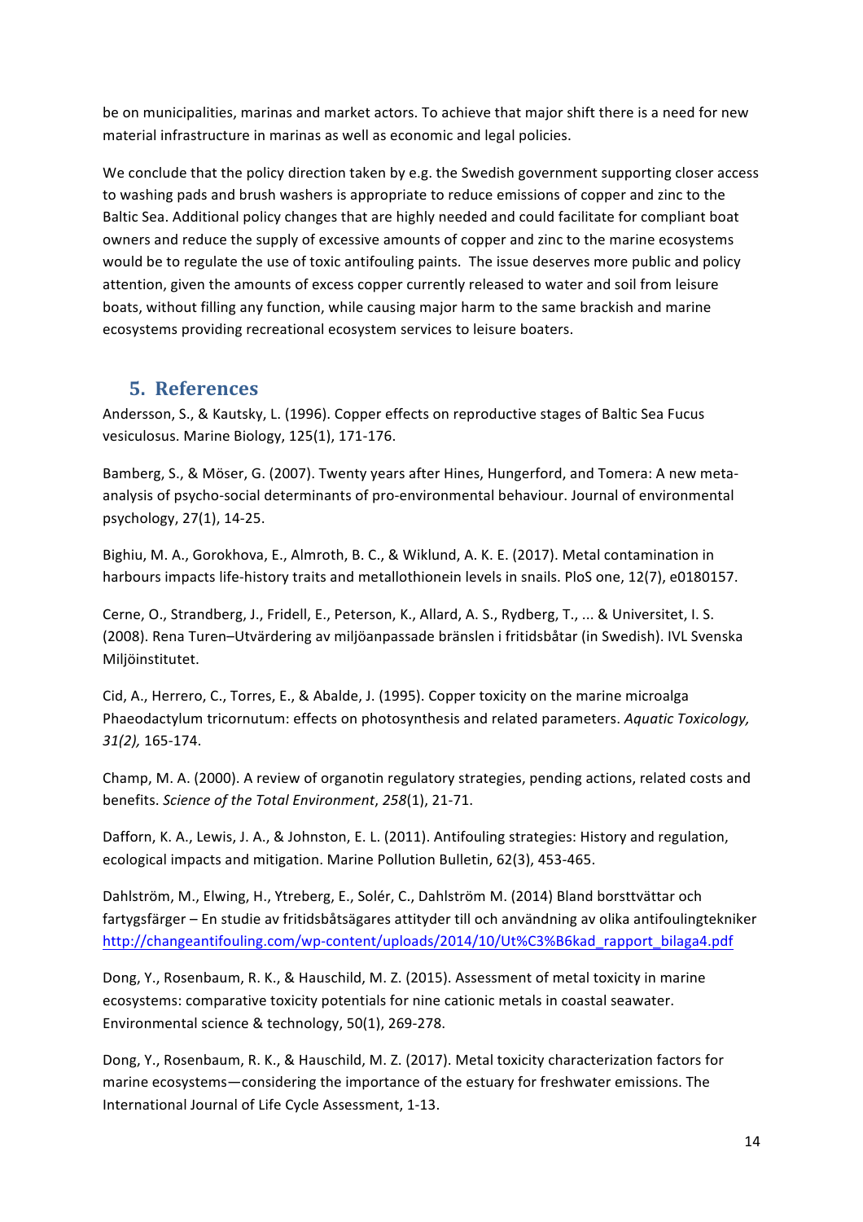be on municipalities, marinas and market actors. To achieve that major shift there is a need for new material infrastructure in marinas as well as economic and legal policies.

We conclude that the policy direction taken by e.g. the Swedish government supporting closer access to washing pads and brush washers is appropriate to reduce emissions of copper and zinc to the Baltic Sea. Additional policy changes that are highly needed and could facilitate for compliant boat owners and reduce the supply of excessive amounts of copper and zinc to the marine ecosystems would be to regulate the use of toxic antifouling paints. The issue deserves more public and policy attention, given the amounts of excess copper currently released to water and soil from leisure boats, without filling any function, while causing major harm to the same brackish and marine ecosystems providing recreational ecosystem services to leisure boaters.

## 5. References

Andersson, S., & Kautsky, L. (1996). Copper effects on reproductive stages of Baltic Sea Fucus vesiculosus. Marine Biology, 125(1), 171-176.

Bamberg, S., & Möser, G. (2007). Twenty years after Hines, Hungerford, and Tomera: A new meta-analysis of psycho-social determinants of pro-environmental behaviour. Journal of environmental psychology, 27(1), 14-25.

Bighiu, M. A., Gorokhova, E., Almroth, B. C., & Wiklund, A. K. E. (2017). Metal contamination in harbours impacts life-history traits and metallothionein levels in snails. PloS one, 12(7), e0180157.

Cerne, O., Strandberg, J., Fridell, E., Peterson, K., Allard, A. S., Rydberg, T., ... & Universitet, I. S. (2008). Rena Turen–Utvärdering av miljöanpassade bränslen i fritidsbåtar (in Swedish). IVL Svenska Miljöinstitutet.

Cid, A., Herrero, C., Torres, E., & Abalde, J. (1995). Copper toxicity on the marine microalga Phaeodactylum tricornutum: effects on photosynthesis and related parameters. *Aquatic Toxicology, 31(2),* 165-174.

Champ, M. A. (2000). A review of organotin regulatory strategies, pending actions, related costs and benefits. *Science of the Total Environment*, *258*(1), 21-71.

Dafforn, K. A., Lewis, J. A., & Johnston, E. L. (2011). Antifouling strategies: History and regulation, ecological impacts and mitigation. Marine Pollution Bulletin, 62(3), 453-465.

Dahlström, M., Elwing, H., Ytreberg, E., Solér, C., Dahlström M. (2014) Bland borsttvättar och fartygsfärger – En studie av fritidsbåtsägares attityder till och användning av olika antifoulingtekniker http://changeantifouling.com/wp-content/uploads/2014/10/Ut%C3%B6kad_rapport_bilaga4.pdf

Dong, Y., Rosenbaum, R. K., & Hauschild, M. Z. (2015). Assessment of metal toxicity in marine ecosystems: comparative toxicity potentials for nine cationic metals in coastal seawater. Environmental science & technology, 50(1), 269-278.

Dong, Y., Rosenbaum, R. K., & Hauschild, M. Z. (2017). Metal toxicity characterization factors for marine ecosystems—considering the importance of the estuary for freshwater emissions. The International Journal of Life Cycle Assessment, 1-13.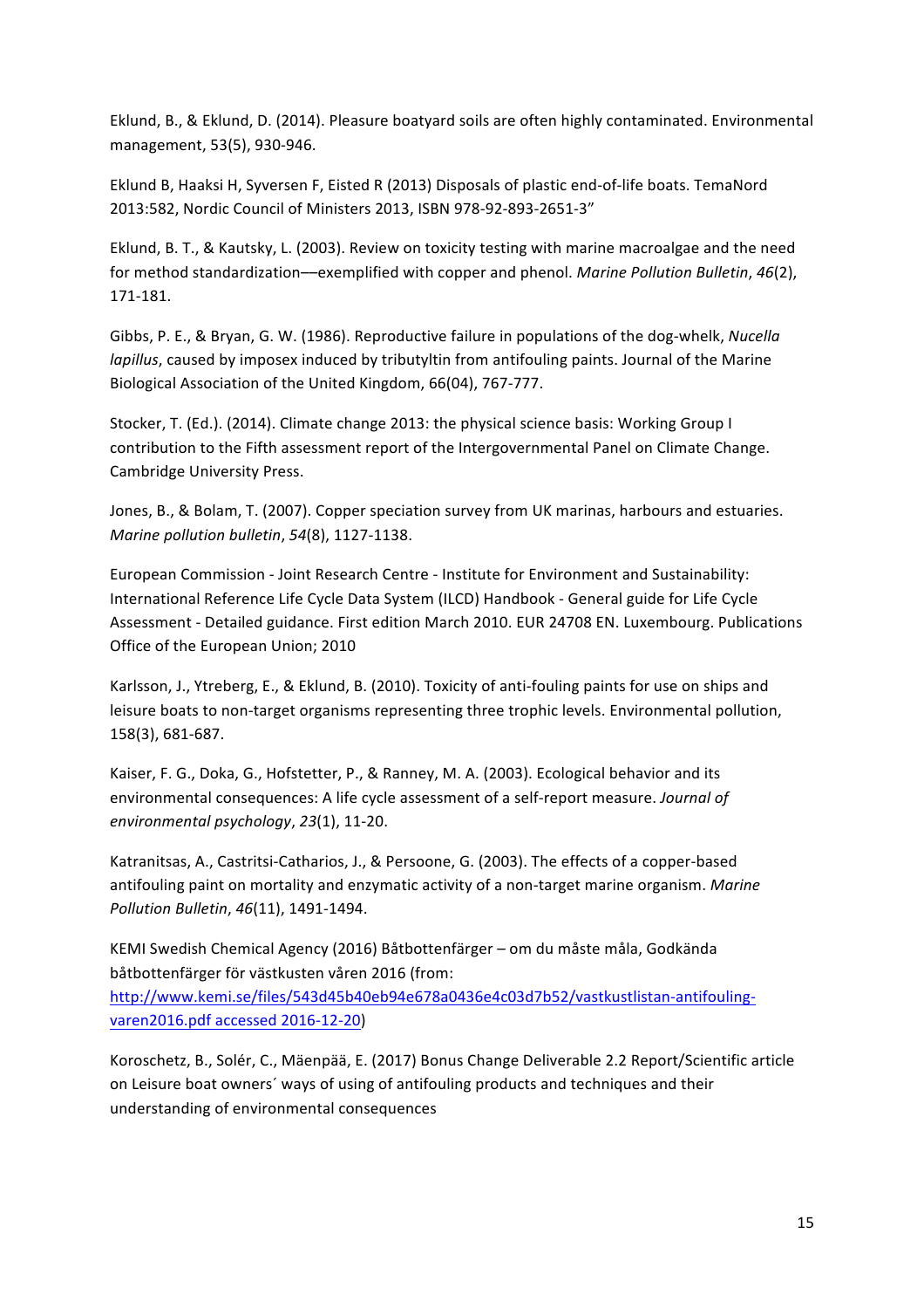Eklund, B., & Eklund, D. (2014). Pleasure boatyard soils are often highly contaminated. Environmental management, 53(5), 930-946.

Eklund B, Haaksi H, Syversen F, Eisted R (2013) Disposals of plastic end-of-life boats. TemaNord 2013:582, Nordic Council of Ministers 2013, ISBN 978-92-893-2651-3"

Eklund, B. T., & Kautsky, L. (2003). Review on toxicity testing with marine macroalgae and the need for method standardization––exemplified with copper and phenol. *Marine Pollution Bulletin*, *46*(2), 171-181.

Gibbs, P. E., & Bryan, G. W. (1986). Reproductive failure in populations of the dog-whelk, *Nucella lapillus*, caused by imposex induced by tributyltin from antifouling paints. Journal of the Marine Biological Association of the United Kingdom, 66(04), 767-777.

Stocker, T. (Ed.). (2014). Climate change 2013: the physical science basis: Working Group I contribution to the Fifth assessment report of the Intergovernmental Panel on Climate Change. Cambridge University Press.

Jones, B., & Bolam, T. (2007). Copper speciation survey from UK marinas, harbours and estuaries. *Marine pollution bulletin*, *54*(8), 1127-1138.

European Commission - Joint Research Centre - Institute for Environment and Sustainability: International Reference Life Cycle Data System (ILCD) Handbook - General guide for Life Cycle Assessment - Detailed guidance. First edition March 2010. EUR 24708 EN. Luxembourg. Publications Office of the European Union; 2010

Karlsson, J., Ytreberg, E., & Eklund, B. (2010). Toxicity of anti-fouling paints for use on ships and leisure boats to non-target organisms representing three trophic levels. Environmental pollution, 158(3), 681-687.

Kaiser, F. G., Doka, G., Hofstetter, P., & Ranney, M. A. (2003). Ecological behavior and its environmental consequences: A life cycle assessment of a self-report measure. *Journal of environmental psychology*, *23*(1), 11-20.

Katranitsas, A., Castritsi-Catharios, J., & Persoone, G. (2003). The effects of a copper-based antifouling paint on mortality and enzymatic activity of a non-target marine organism. *Marine Pollution Bulletin*, *46*(11), 1491-1494.

KEMI Swedish Chemical Agency (2016) Båtbottenfärger – om du måste måla, Godkända båtbottenfärger för västkusten våren 2016 (from: http://www.kemi.se/files/543d45b40eb94e678a0436e4c03d7b52/vastkustlistan-antifouling-varen2016.pdf accessed 2016-12-20)

Koroschetz, B., Solér, C., Mäenpää, E. (2017) Bonus Change Deliverable 2.2 Report/Scientific article on Leisure boat owners´ ways of using of antifouling products and techniques and their understanding of environmental consequences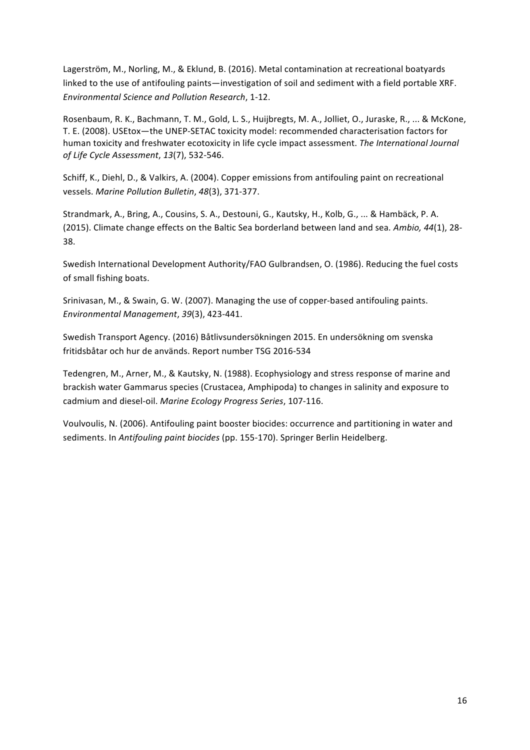Lagerström, M., Norling, M., & Eklund, B. (2016). Metal contamination at recreational boatyards linked to the use of antifouling paints—investigation of soil and sediment with a field portable XRF. *Environmental Science and Pollution Research*, 1-12.

Rosenbaum, R. K., Bachmann, T. M., Gold, L. S., Huijbregts, M. A., Jolliet, O., Juraske, R., ... & McKone, T. E. (2008). USEtox—the UNEP-SETAC toxicity model: recommended characterisation factors for human toxicity and freshwater ecotoxicity in life cycle impact assessment. *The International Journal of Life Cycle Assessment*, *13*(7), 532-546.

Schiff, K., Diehl, D., & Valkirs, A. (2004). Copper emissions from antifouling paint on recreational vessels. *Marine Pollution Bulletin*, *48*(3), 371-377.

Strandmark, A., Bring, A., Cousins, S. A., Destouni, G., Kautsky, H., Kolb, G., ... & Hambäck, P. A. (2015). Climate change effects on the Baltic Sea borderland between land and sea. *Ambio, 44*(1), 28-38.

Swedish International Development Authority/FAO Gulbrandsen, O. (1986). Reducing the fuel costs of small fishing boats.

Srinivasan, M., & Swain, G. W. (2007). Managing the use of copper-based antifouling paints. *Environmental Management*, *39*(3), 423-441.

Swedish Transport Agency. (2016) Båtlivsundersökningen 2015. En undersökning om svenska fritidsbåtar och hur de används. Report number TSG 2016-534

Tedengren, M., Arner, M., & Kautsky, N. (1988). Ecophysiology and stress response of marine and brackish water Gammarus species (Crustacea, Amphipoda) to changes in salinity and exposure to cadmium and diesel-oil. *Marine Ecology Progress Series*, 107-116.

Voulvoulis, N. (2006). Antifouling paint booster biocides: occurrence and partitioning in water and sediments. In *Antifouling paint biocides* (pp. 155-170). Springer Berlin Heidelberg.